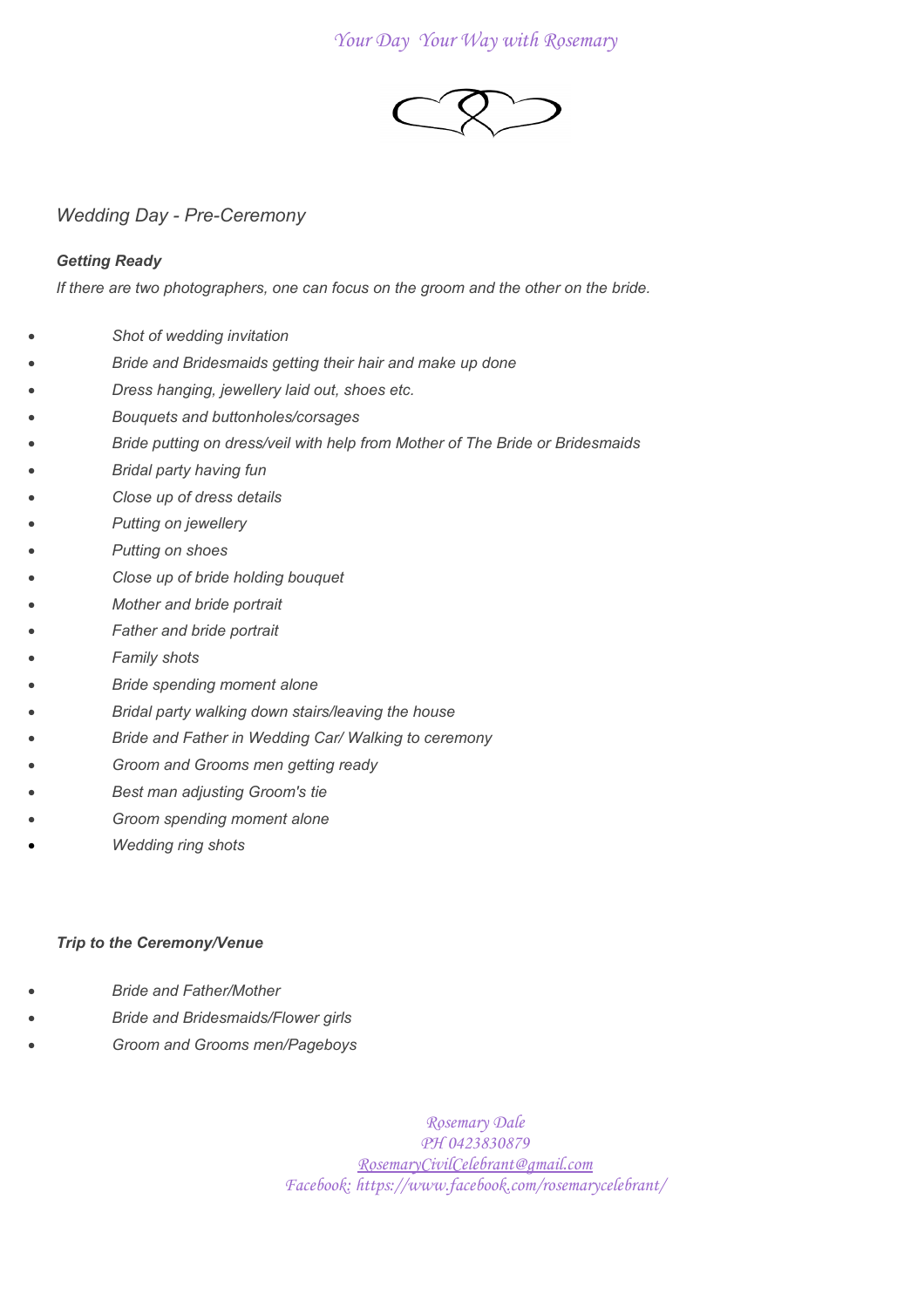*Your Day Your Way with Rosemary*

## *Wedding Day - Pre-Ceremony*

***Getting Ready***

*If there are two photographers, one can focus on the groom and the other on the bride.*

- *Shot of wedding invitation*
- *Bride and Bridesmaids getting their hair and make up done*
- *Dress hanging, jewellery laid out, shoes etc.*
- *Bouquets and buttonholes/corsages*
- *Bride putting on dress/veil with help from Mother of The Bride or Bridesmaids*
- *Bridal party having fun*
- *Close up of dress details*
- *Putting on jewellery*
- *Putting on shoes*
- *Close up of bride holding bouquet*
- *Mother and bride portrait*
- *Father and bride portrait*
- *Family shots*
- *Bride spending moment alone*
- *Bridal party walking down stairs/leaving the house*
- *Bride and Father in Wedding Car/ Walking to ceremony*
- *Groom and Grooms men getting ready*
- *Best man adjusting Groom's tie*
- *Groom spending moment alone*
- *Wedding ring shots*

***Trip to the Ceremony/Venue***

- *Bride and Father/Mother*
- *Bride and Bridesmaids/Flower girls*
- *Groom and Grooms men/Pageboys*

*Rosemary Dale*
*PH 0423830879*
*RosemaryCivilCelebrant@gmail.com*
*Facebook: https://www.facebook.com/rosemarycelebrant/*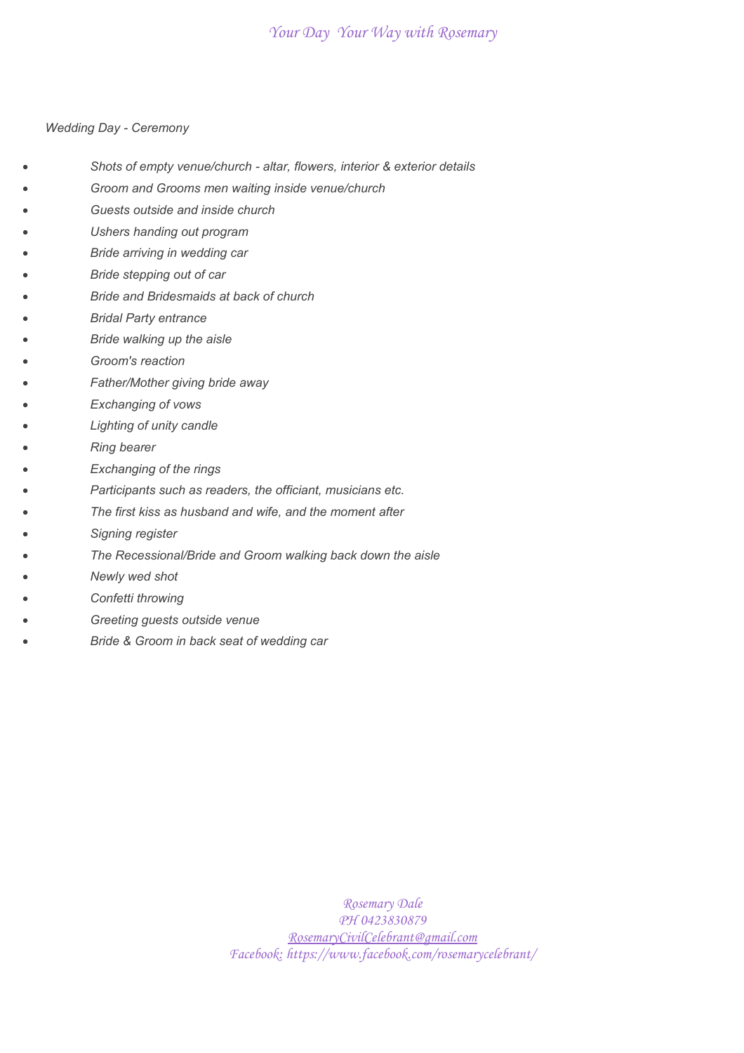*Wedding Day - Ceremony*

- *Shots of empty venue/church - altar, flowers, interior & exterior details*
- *Groom and Grooms men waiting inside venue/church*
- *Guests outside and inside church*
- *Ushers handing out program*
- *Bride arriving in wedding car*
- *Bride stepping out of car*
- *Bride and Bridesmaids at back of church*
- *Bridal Party entrance*
- *Bride walking up the aisle*
- *Groom's reaction*
- *Father/Mother giving bride away*
- *Exchanging of vows*
- *Lighting of unity candle*
- *Ring bearer*
- *Exchanging of the rings*
- *Participants such as readers, the officiant, musicians etc.*
- *The first kiss as husband and wife, and the moment after*
- *Signing register*
- *The Recessional/Bride and Groom walking back down the aisle*
- *Newly wed shot*
- *Confetti throwing*
- *Greeting guests outside venue*
- *Bride & Groom in back seat of wedding car*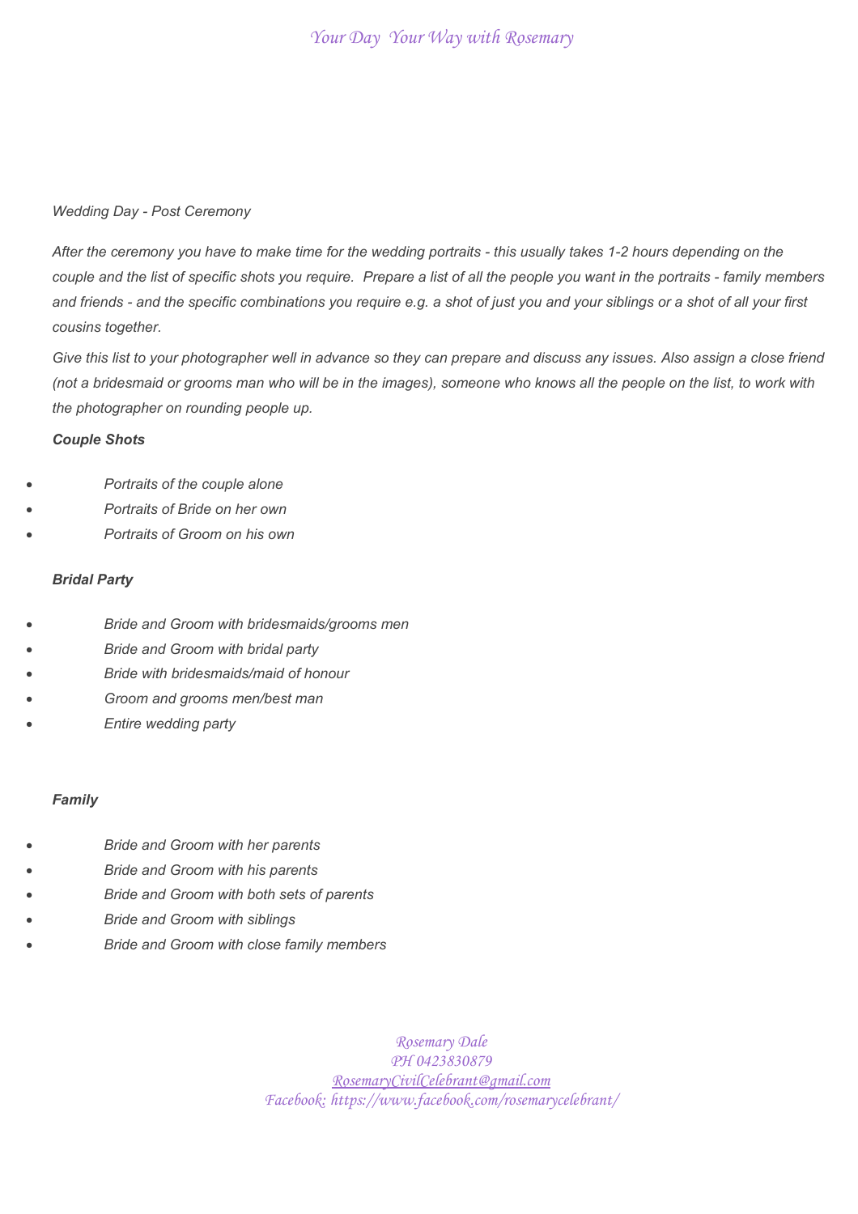*Wedding Day - Post Ceremony*

*After the ceremony you have to make time for the wedding portraits - this usually takes 1-2 hours depending on the couple and the list of specific shots you require. Prepare a list of all the people you want in the portraits - family members and friends - and the specific combinations you require e.g. a shot of just you and your siblings or a shot of all your first cousins together.*

*Give this list to your photographer well in advance so they can prepare and discuss any issues. Also assign a close friend (not a bridesmaid or grooms man who will be in the images), someone who knows all the people on the list, to work with the photographer on rounding people up.*

***Couple Shots***

- *Portraits of the couple alone*
- *Portraits of Bride on her own*
- *Portraits of Groom on his own*

***Bridal Party***

- *Bride and Groom with bridesmaids/grooms men*
- *Bride and Groom with bridal party*
- *Bride with bridesmaids/maid of honour*
- *Groom and grooms men/best man*
- *Entire wedding party*

***Family***

- *Bride and Groom with her parents*
- *Bride and Groom with his parents*
- *Bride and Groom with both sets of parents*
- *Bride and Groom with siblings*
- *Bride and Groom with close family members*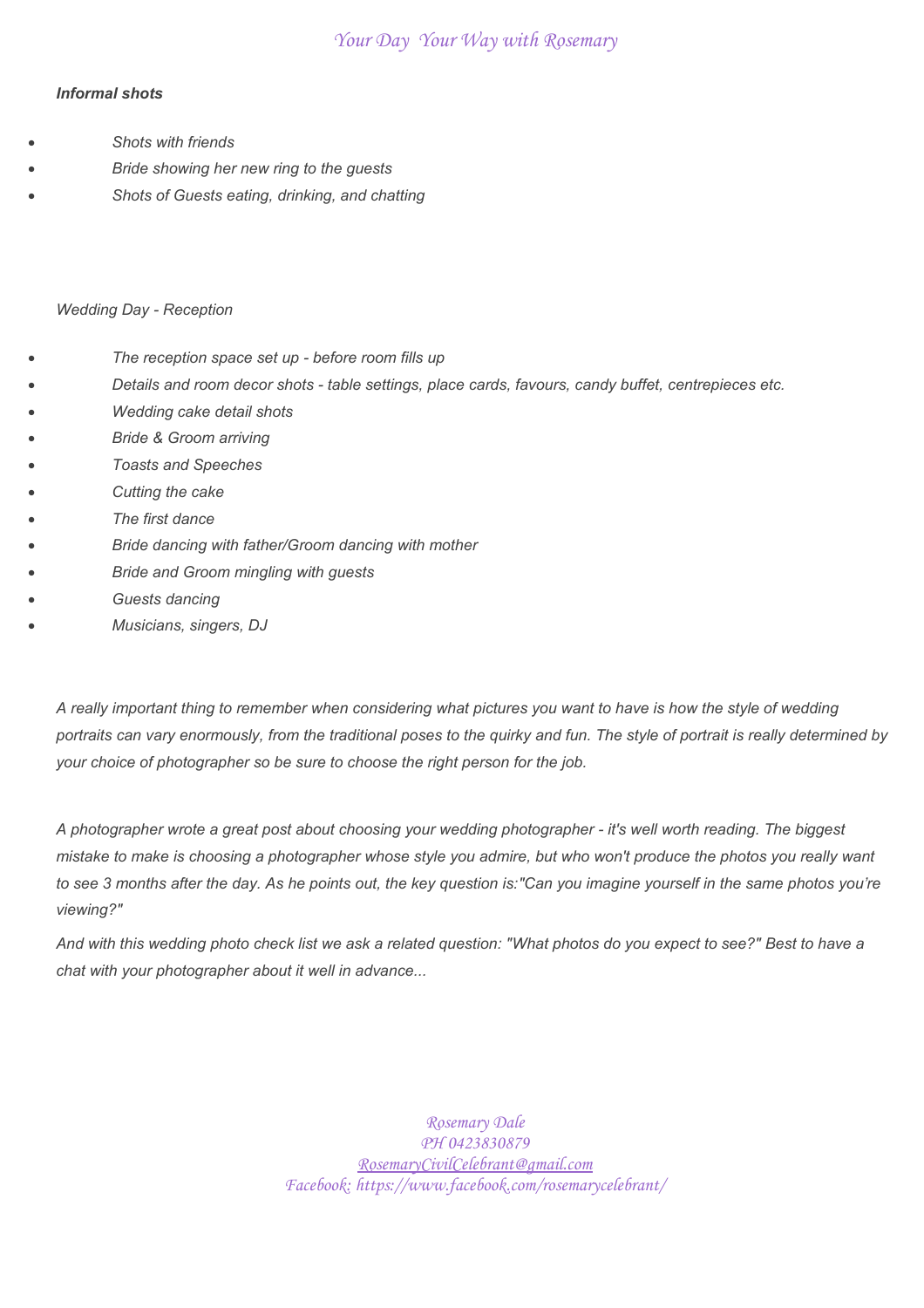***Informal shots***

- *Shots with friends*
- *Bride showing her new ring to the guests*
- *Shots of Guests eating, drinking, and chatting*

*Wedding Day - Reception*

- *The reception space set up - before room fills up*
- *Details and room decor shots - table settings, place cards, favours, candy buffet, centrepieces etc.*
- *Wedding cake detail shots*
- *Bride & Groom arriving*
- *Toasts and Speeches*
- *Cutting the cake*
- *The first dance*
- *Bride dancing with father/Groom dancing with mother*
- *Bride and Groom mingling with guests*
- *Guests dancing*
- *Musicians, singers, DJ*

*A really important thing to remember when considering what pictures you want to have is how the style of wedding portraits can vary enormously, from the traditional poses to the quirky and fun. The style of portrait is really determined by your choice of photographer so be sure to choose the right person for the job.*

*A photographer wrote a great post about choosing your wedding photographer - it's well worth reading. The biggest mistake to make is choosing a photographer whose style you admire, but who won't produce the photos you really want to see 3 months after the day. As he points out, the key question is:"Can you imagine yourself in the same photos you're viewing?"*

*And with this wedding photo check list we ask a related question: "What photos do you expect to see?" Best to have a chat with your photographer about it well in advance...*

*Rosemary Dale*
*PH 0423830879*
*RosemaryCivilCelebrant@gmail.com*
*Facebook: https://www.facebook.com/rosemarycelebrant/*